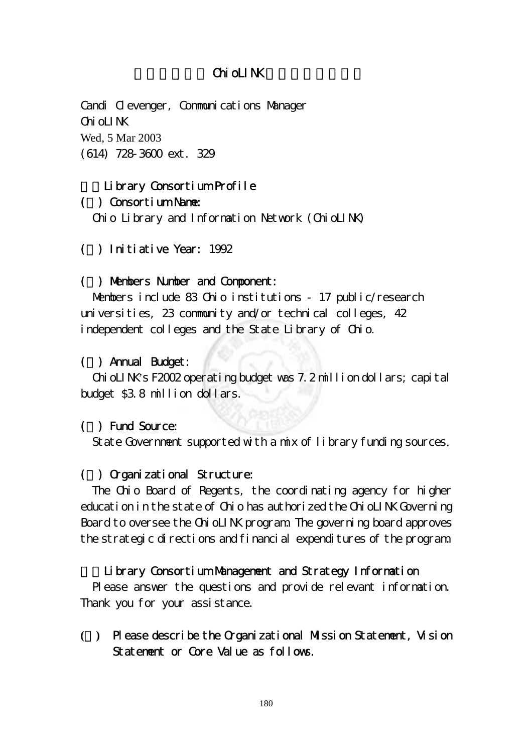# OhioLINK

Candi Clevenger, Communications Manager
OhioLINK
Wed, 5 Mar 2003
(614) 728-3600 ext. 329

## Library Consortium Profile

**( ) Consortium Name:**
Ohio Library and Information Network (OhioLINK)

**( ) Initiative Year:** 1992

**( ) Members Number and Component:**
Members include 83 Ohio institutions - 17 public/research universities, 23 community and/or technical colleges, 42 independent colleges and the State Library of Ohio.

**( ) Annual Budget:**
OhioLINK's F2002 operating budget was 7.2 million dollars; capital budget \$3.8 million dollars.

**( ) Fund Source:**
State Government supported with a mix of library funding sources.

**( ) Organizational Structure:**
The Ohio Board of Regents, the coordinating agency for higher education in the state of Ohio has authorized the OhioLINK Governing Board to oversee the OhioLINK program. The governing board approves the strategic directions and financial expenditures of the program.

## Library Consortium Management and Strategy Information

Please answer the questions and provide relevant information. Thank you for your assistance.

**( ) Please describe the Organizational Mission Statement, Vision Statement or Core Value as follows.**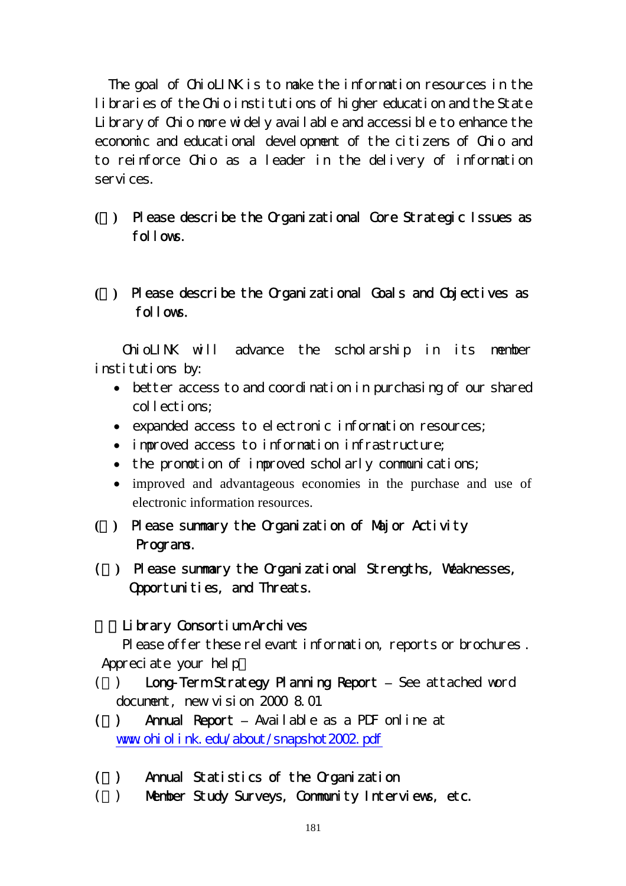The goal of OhioLINK is to make the information resources in the libraries of the Ohio institutions of higher education and the State Library of Ohio more widely available and accessible to enhance the economic and educational development of the citizens of Ohio and to reinforce Ohio as a leader in the delivery of information services.

**( ) Please describe the Organizational Core Strategic Issues as follows.**

**( ) Please describe the Organizational Goals and Objectives as follows.**

OhioLINK will advance the scholarship in its member institutions by:

- better access to and coordination in purchasing of our shared collections;
- expanded access to electronic information resources;
- improved access to information infrastructure;
- the promotion of improved scholarly communications;
- improved and advantageous economies in the purchase and use of electronic information resources.

**( ) Please summary the Organization of Major Activity Programs.**

**( ) Please summary the Organizational Strengths, Weaknesses, Opportunities, and Threats.**

**Library Consortium Archives**

Please offer these relevant information, reports or brochures. Appreciate your help

( ) **Long-Term Strategy Planning Report** – See attached word document, new vision 2000 8.01

( ) **Annual Report** – Available as a PDF online at [www.ohiolink.edu/about/snapshot2002.pdf](www.ohiolink.edu/about/snapshot2002.pdf)

( ) **Annual Statistics of the Organization**

( ) **Member Study Surveys, Community Interviews, etc.**